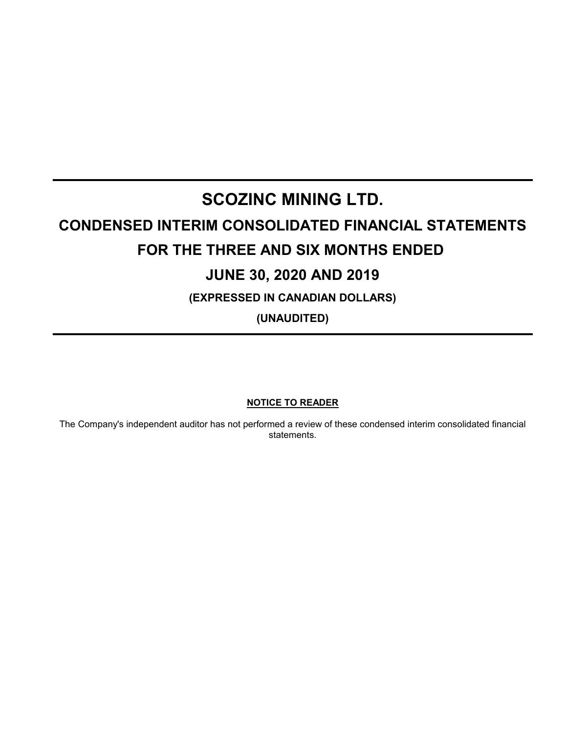# SCOZINC MINING LTD.

## CONDENSED INTERIM CONSOLIDATED FINANCIAL STATEMENTS

## FOR THE THREE AND SIX MONTHS ENDED

## JUNE 30, 2020 AND 2019

**(EXPRESSED IN CANADIAN DOLLARS)**

**(UNAUDITED)**

**NOTICE TO READER**

The Company's independent auditor has not performed a review of these condensed interim consolidated financial statements.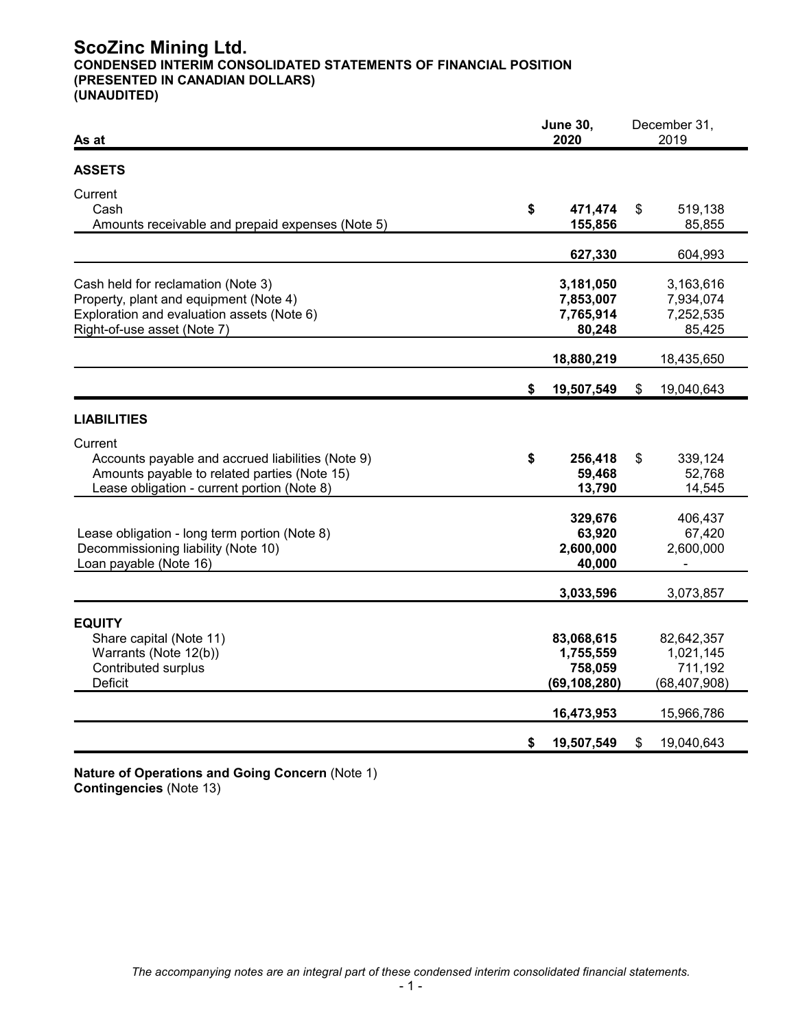# ScoZinc Mining Ltd.

**CONDENSED INTERIM CONSOLIDATED STATEMENTS OF FINANCIAL POSITION**
**(PRESENTED IN CANADIAN DOLLARS)**
**(UNAUDITED)**

| As at | June 30, 2020 | December 31, 2019 |
|---|---|---|
| **ASSETS** | | |
| Current | | |
| Cash | **$ 471,474** | $ 519,138 |
| Amounts receivable and prepaid expenses (Note 5) | **155,856** | 85,855 |
| | **627,330** | 604,993 |
| Cash held for reclamation (Note 3) | **3,181,050** | 3,163,616 |
| Property, plant and equipment (Note 4) | **7,853,007** | 7,934,074 |
| Exploration and evaluation assets (Note 6) | **7,765,914** | 7,252,535 |
| Right-of-use asset (Note 7) | **80,248** | 85,425 |
| | **18,880,219** | 18,435,650 |
| | **$ 19,507,549** | $ 19,040,643 |
| **LIABILITIES** | | |
| Current | | |
| Accounts payable and accrued liabilities (Note 9) | **$ 256,418** | $ 339,124 |
| Amounts payable to related parties (Note 15) | **59,468** | 52,768 |
| Lease obligation - current portion (Note 8) | **13,790** | 14,545 |
| | **329,676** | 406,437 |
| Lease obligation - long term portion (Note 8) | **63,920** | 67,420 |
| Decommissioning liability (Note 10) | **2,600,000** | 2,600,000 |
| Loan payable (Note 16) | **40,000** | - |
| | **3,033,596** | 3,073,857 |
| **EQUITY** | | |
| Share capital (Note 11) | **83,068,615** | 82,642,357 |
| Warrants (Note 12(b)) | **1,755,559** | 1,021,145 |
| Contributed surplus | **758,059** | 711,192 |
| Deficit | **(69,108,280)** | (68,407,908) |
| | **16,473,953** | 15,966,786 |
| | **$ 19,507,549** | $ 19,040,643 |

**Nature of Operations and Going Concern** (Note 1)
**Contingencies** (Note 13)

*The accompanying notes are an integral part of these condensed interim consolidated financial statements.*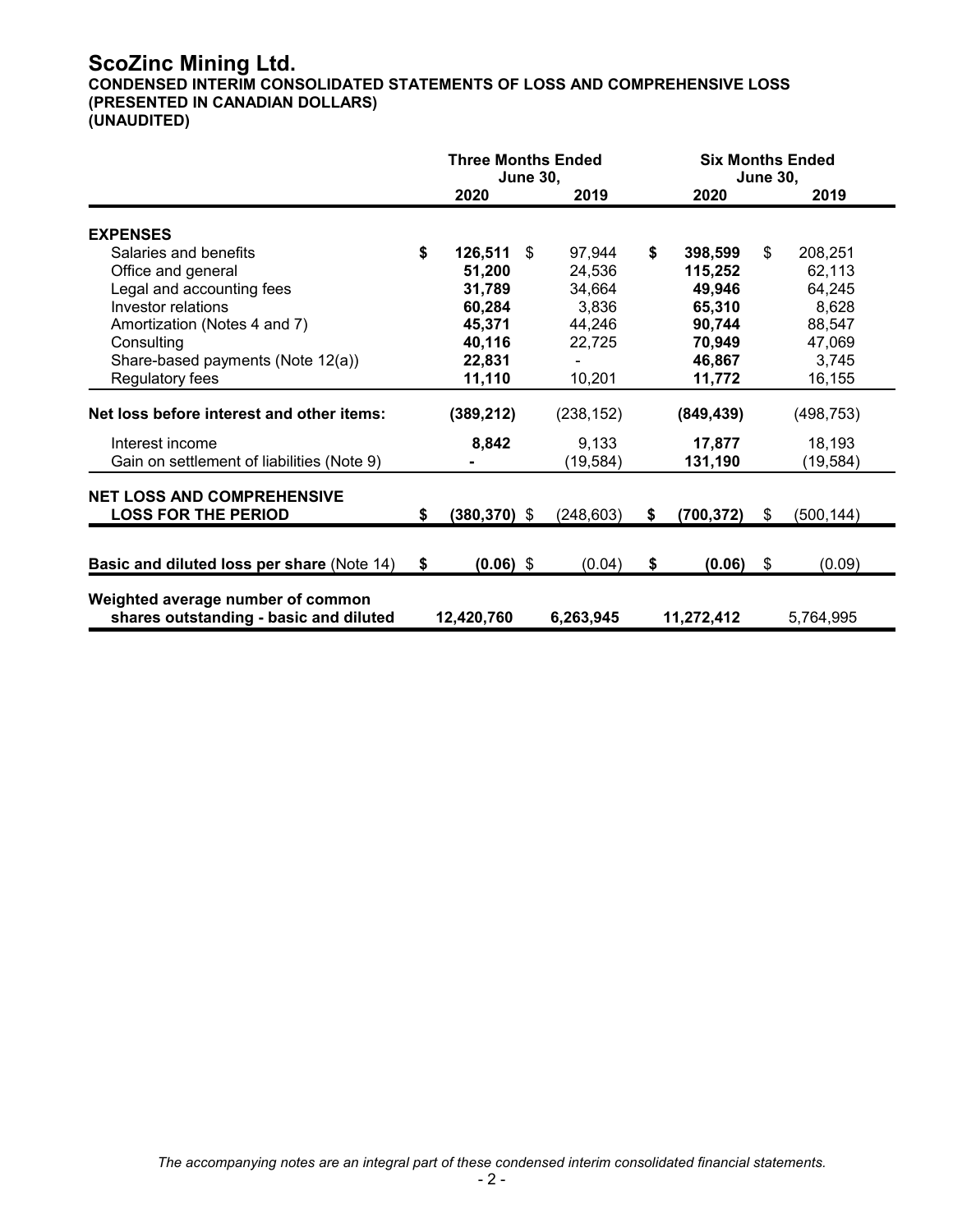# ScoZinc Mining Ltd.

**CONDENSED INTERIM CONSOLIDATED STATEMENTS OF LOSS AND COMPREHENSIVE LOSS**
**(PRESENTED IN CANADIAN DOLLARS)**
**(UNAUDITED)**

| | Three Months Ended June 30, | | Six Months Ended June 30, | |
|---|---|---|---|---|
| | **2020** | **2019** | **2020** | **2019** |
| **EXPENSES** | | | | |
| Salaries and benefits | **$ 126,511** | $ 97,944 | **$ 398,599** | $ 208,251 |
| Office and general | **51,200** | 24,536 | **115,252** | 62,113 |
| Legal and accounting fees | **31,789** | 34,664 | **49,946** | 64,245 |
| Investor relations | **60,284** | 3,836 | **65,310** | 8,628 |
| Amortization (Notes 4 and 7) | **45,371** | 44,246 | **90,744** | 88,547 |
| Consulting | **40,116** | 22,725 | **70,949** | 47,069 |
| Share-based payments (Note 12(a)) | **22,831** | - | **46,867** | 3,745 |
| Regulatory fees | **11,110** | 10,201 | **11,772** | 16,155 |
| **Net loss before interest and other items:** | **(389,212)** | (238,152) | **(849,439)** | (498,753) |
| Interest income | **8,842** | 9,133 | **17,877** | 18,193 |
| Gain on settlement of liabilities (Note 9) | **-** | (19,584) | **131,190** | (19,584) |
| **NET LOSS AND COMPREHENSIVE LOSS FOR THE PERIOD** | **$ (380,370)** | $ (248,603) | **$ (700,372)** | $ (500,144) |
| **Basic and diluted loss per share** (Note 14) | **$ (0.06)** | $ (0.04) | **$ (0.06)** | $ (0.09) |
| **Weighted average number of common shares outstanding - basic and diluted** | **12,420,760** | 6,263,945 | **11,272,412** | 5,764,995 |

*The accompanying notes are an integral part of these condensed interim consolidated financial statements.*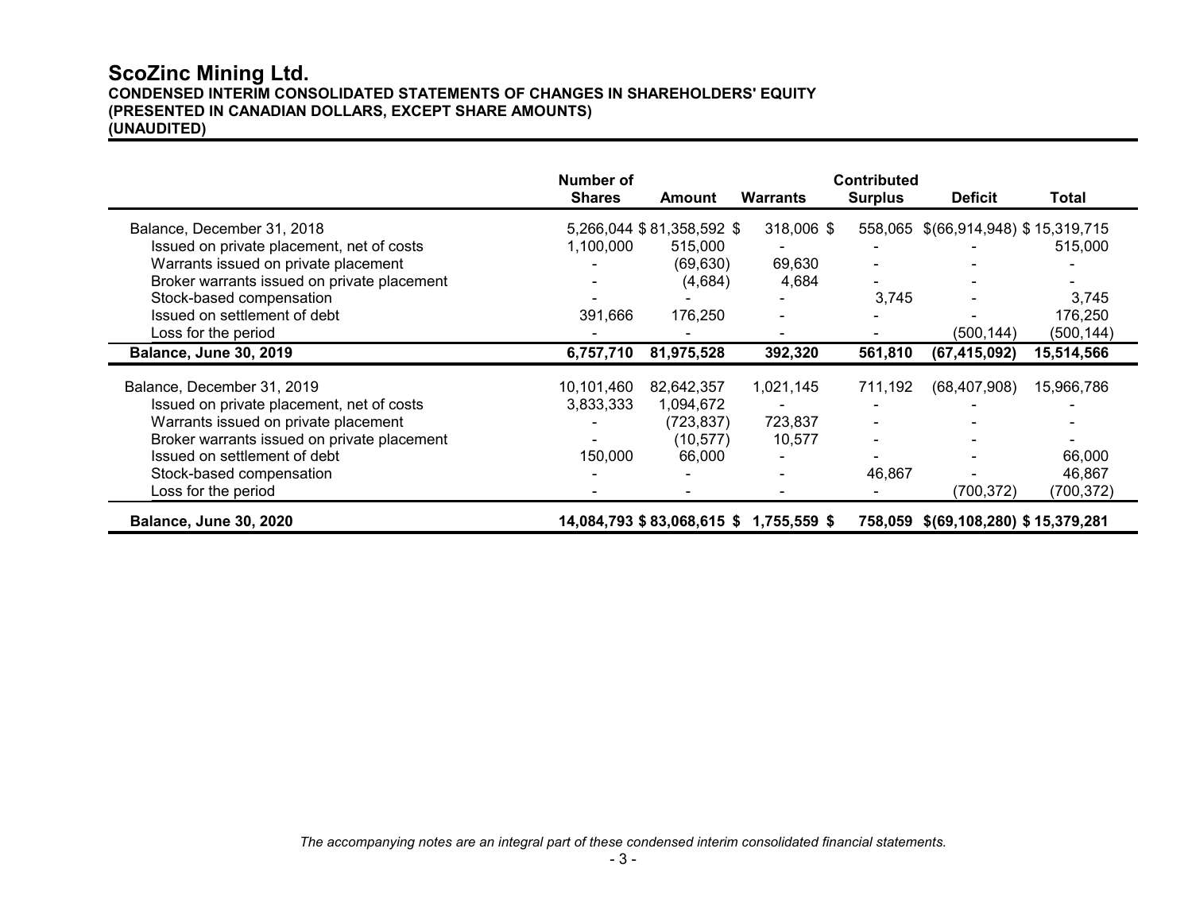# ScoZinc Mining Ltd.

**CONDENSED INTERIM CONSOLIDATED STATEMENTS OF CHANGES IN SHAREHOLDERS' EQUITY**
**(PRESENTED IN CANADIAN DOLLARS, EXCEPT SHARE AMOUNTS)**
**(UNAUDITED)**

| | Number of Shares | Amount | Warrants | Contributed Surplus | Deficit | Total |
|---|---|---|---|---|---|---|
| Balance, December 31, 2018 | 5,266,044 | $ 81,358,592 | $ 318,006 | $ 558,065 | $ (66,914,948) | $ 15,319,715 |
| Issued on private placement, net of costs | 1,100,000 | 515,000 | - | - | - | 515,000 |
| Warrants issued on private placement | - | (69,630) | 69,630 | - | - | - |
| Broker warrants issued on private placement | - | (4,684) | 4,684 | - | - | - |
| Stock-based compensation | - | - | - | 3,745 | - | 3,745 |
| Issued on settlement of debt | 391,666 | 176,250 | - | - | - | 176,250 |
| Loss for the period | - | - | - | - | (500,144) | (500,144) |
| **Balance, June 30, 2019** | **6,757,710** | **81,975,528** | **392,320** | **561,810** | **(67,415,092)** | **15,514,566** |
| Balance, December 31, 2019 | 10,101,460 | 82,642,357 | 1,021,145 | 711,192 | (68,407,908) | 15,966,786 |
| Issued on private placement, net of costs | 3,833,333 | 1,094,672 | - | - | - | - |
| Warrants issued on private placement | - | (723,837) | 723,837 | - | - | - |
| Broker warrants issued on private placement | - | (10,577) | 10,577 | - | - | - |
| Issued on settlement of debt | 150,000 | 66,000 | - | - | - | 66,000 |
| Stock-based compensation | - | - | - | 46,867 | - | 46,867 |
| Loss for the period | - | - | - | - | (700,372) | (700,372) |
| **Balance, June 30, 2020** | **14,084,793** | **$ 83,068,615** | **$ 1,755,559** | **$ 758,059** | **$(69,108,280)** | **$ 15,379,281** |

*The accompanying notes are an integral part of these condensed interim consolidated financial statements.*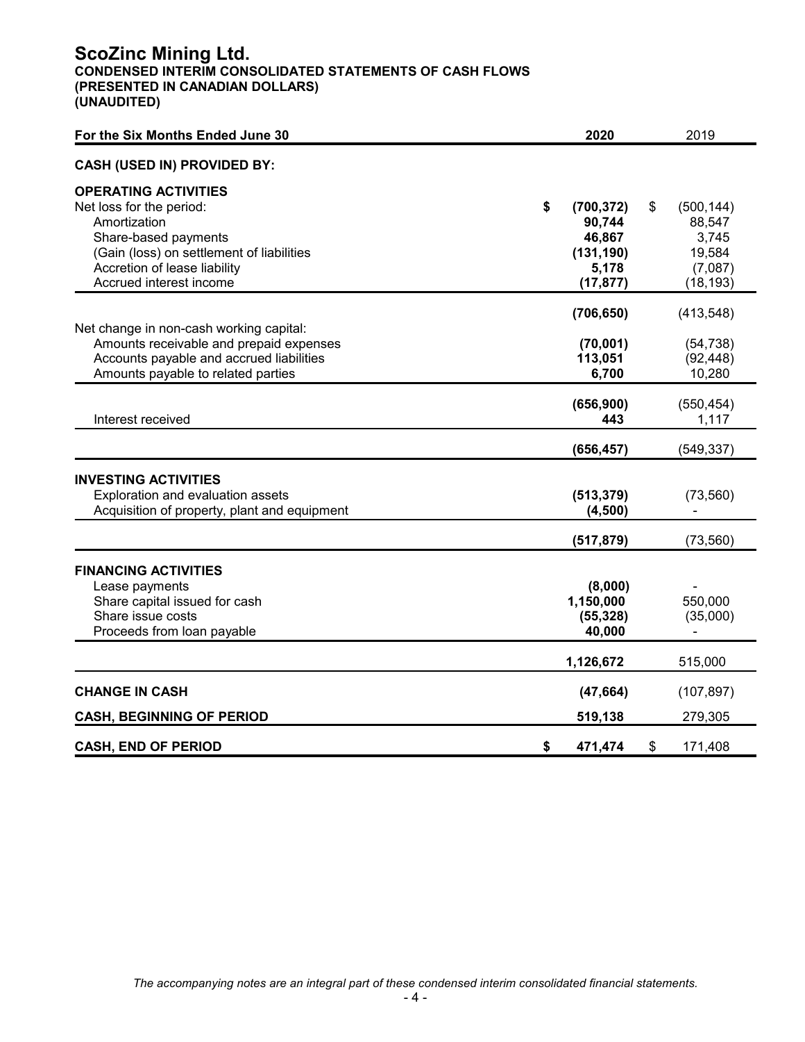# ScoZinc Mining Ltd.

**CONDENSED INTERIM CONSOLIDATED STATEMENTS OF CASH FLOWS**
**(PRESENTED IN CANADIAN DOLLARS)**
**(UNAUDITED)**

| For the Six Months Ended June 30 | 2020 | 2019 |
|---|---|---|
| **CASH (USED IN) PROVIDED BY:** | | |
| **OPERATING ACTIVITIES** | | |
| Net loss for the period: | **$ (700,372)** | $ (500,144) |
| Amortization | **90,744** | 88,547 |
| Share-based payments | **46,867** | 3,745 |
| (Gain (loss) on settlement of liabilities | **(131,190)** | 19,584 |
| Accretion of lease liability | **5,178** | (7,087) |
| Accrued interest income | **(17,877)** | (18,193) |
| | **(706,650)** | (413,548) |
| Net change in non-cash working capital: | | |
| Amounts receivable and prepaid expenses | **(70,001)** | (54,738) |
| Accounts payable and accrued liabilities | **113,051** | (92,448) |
| Amounts payable to related parties | **6,700** | 10,280 |
| | **(656,900)** | (550,454) |
| Interest received | **443** | 1,117 |
| | **(656,457)** | (549,337) |
| **INVESTING ACTIVITIES** | | |
| Exploration and evaluation assets | **(513,379)** | (73,560) |
| Acquisition of property, plant and equipment | **(4,500)** | - |
| | **(517,879)** | (73,560) |
| **FINANCING ACTIVITIES** | | |
| Lease payments | **(8,000)** | - |
| Share capital issued for cash | **1,150,000** | 550,000 |
| Share issue costs | **(55,328)** | (35,000) |
| Proceeds from loan payable | **40,000** | - |
| | **1,126,672** | 515,000 |
| **CHANGE IN CASH** | **(47,664)** | (107,897) |
| **CASH, BEGINNING OF PERIOD** | **519,138** | 279,305 |
| **CASH, END OF PERIOD** | **$ 471,474** | $ 171,408 |

*The accompanying notes are an integral part of these condensed interim consolidated financial statements.*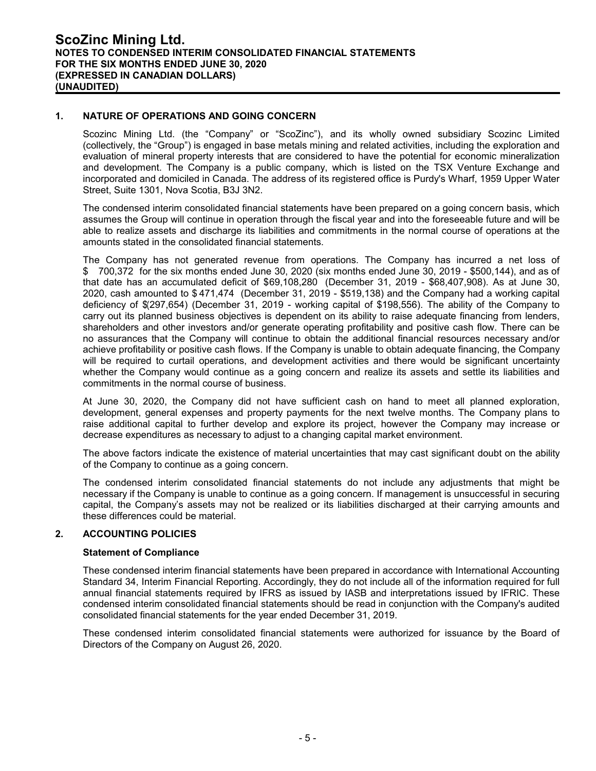## 1. NATURE OF OPERATIONS AND GOING CONCERN

Scozinc Mining Ltd. (the "Company" or "ScoZinc"), and its wholly owned subsidiary Scozinc Limited (collectively, the "Group") is engaged in base metals mining and related activities, including the exploration and evaluation of mineral property interests that are considered to have the potential for economic mineralization and development. The Company is a public company, which is listed on the TSX Venture Exchange and incorporated and domiciled in Canada. The address of its registered office is Purdy's Wharf, 1959 Upper Water Street, Suite 1301, Nova Scotia, B3J 3N2.

The condensed interim consolidated financial statements have been prepared on a going concern basis, which assumes the Group will continue in operation through the fiscal year and into the foreseeable future and will be able to realize assets and discharge its liabilities and commitments in the normal course of operations at the amounts stated in the consolidated financial statements.

The Company has not generated revenue from operations. The Company has incurred a net loss of $ 700,372 for the six months ended June 30, 2020 (six months ended June 30, 2019 - $500,144), and as of that date has an accumulated deficit of $69,108,280 (December 31, 2019 - $68,407,908). As at June 30, 2020, cash amounted to $ 471,474 (December 31, 2019 - $519,138) and the Company had a working capital deficiency of $(297,654) (December 31, 2019 - working capital of $198,556). The ability of the Company to carry out its planned business objectives is dependent on its ability to raise adequate financing from lenders, shareholders and other investors and/or generate operating profitability and positive cash flow. There can be no assurances that the Company will continue to obtain the additional financial resources necessary and/or achieve profitability or positive cash flows. If the Company is unable to obtain adequate financing, the Company will be required to curtail operations, and development activities and there would be significant uncertainty whether the Company would continue as a going concern and realize its assets and settle its liabilities and commitments in the normal course of business.

At June 30, 2020, the Company did not have sufficient cash on hand to meet all planned exploration, development, general expenses and property payments for the next twelve months. The Company plans to raise additional capital to further develop and explore its project, however the Company may increase or decrease expenditures as necessary to adjust to a changing capital market environment.

The above factors indicate the existence of material uncertainties that may cast significant doubt on the ability of the Company to continue as a going concern.

The condensed interim consolidated financial statements do not include any adjustments that might be necessary if the Company is unable to continue as a going concern. If management is unsuccessful in securing capital, the Company's assets may not be realized or its liabilities discharged at their carrying amounts and these differences could be material.

## 2. ACCOUNTING POLICIES

### Statement of Compliance

These condensed interim financial statements have been prepared in accordance with International Accounting Standard 34, Interim Financial Reporting. Accordingly, they do not include all of the information required for full annual financial statements required by IFRS as issued by IASB and interpretations issued by IFRIC. These condensed interim consolidated financial statements should be read in conjunction with the Company's audited consolidated financial statements for the year ended December 31, 2019.

These condensed interim consolidated financial statements were authorized for issuance by the Board of Directors of the Company on August 26, 2020.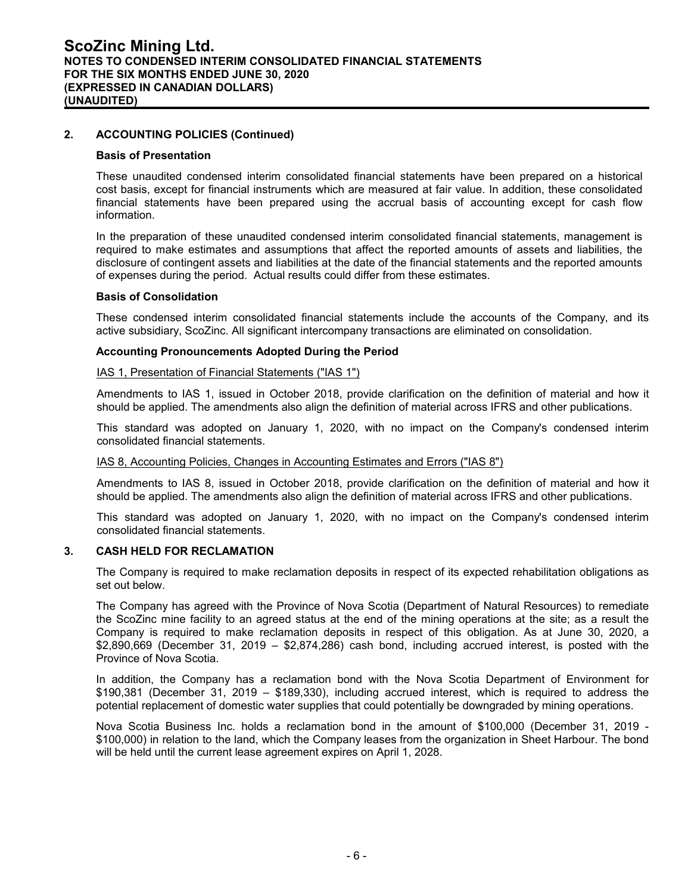## 2. ACCOUNTING POLICIES (Continued)

### Basis of Presentation

These unaudited condensed interim consolidated financial statements have been prepared on a historical cost basis, except for financial instruments which are measured at fair value. In addition, these consolidated financial statements have been prepared using the accrual basis of accounting except for cash flow information.

In the preparation of these unaudited condensed interim consolidated financial statements, management is required to make estimates and assumptions that affect the reported amounts of assets and liabilities, the disclosure of contingent assets and liabilities at the date of the financial statements and the reported amounts of expenses during the period. Actual results could differ from these estimates.

### Basis of Consolidation

These condensed interim consolidated financial statements include the accounts of the Company, and its active subsidiary, ScoZinc. All significant intercompany transactions are eliminated on consolidation.

### Accounting Pronouncements Adopted During the Period

IAS 1, Presentation of Financial Statements ("IAS 1")

Amendments to IAS 1, issued in October 2018, provide clarification on the definition of material and how it should be applied. The amendments also align the definition of material across IFRS and other publications.

This standard was adopted on January 1, 2020, with no impact on the Company's condensed interim consolidated financial statements.

IAS 8, Accounting Policies, Changes in Accounting Estimates and Errors ("IAS 8")

Amendments to IAS 8, issued in October 2018, provide clarification on the definition of material and how it should be applied. The amendments also align the definition of material across IFRS and other publications.

This standard was adopted on January 1, 2020, with no impact on the Company's condensed interim consolidated financial statements.

## 3. CASH HELD FOR RECLAMATION

The Company is required to make reclamation deposits in respect of its expected rehabilitation obligations as set out below.

The Company has agreed with the Province of Nova Scotia (Department of Natural Resources) to remediate the ScoZinc mine facility to an agreed status at the end of the mining operations at the site; as a result the Company is required to make reclamation deposits in respect of this obligation. As at June 30, 2020, a $2,890,669 (December 31, 2019 – $2,874,286) cash bond, including accrued interest, is posted with the Province of Nova Scotia.

In addition, the Company has a reclamation bond with the Nova Scotia Department of Environment for $190,381 (December 31, 2019 – $189,330), including accrued interest, which is required to address the potential replacement of domestic water supplies that could potentially be downgraded by mining operations.

Nova Scotia Business Inc. holds a reclamation bond in the amount of $100,000 (December 31, 2019 - $100,000) in relation to the land, which the Company leases from the organization in Sheet Harbour. The bond will be held until the current lease agreement expires on April 1, 2028.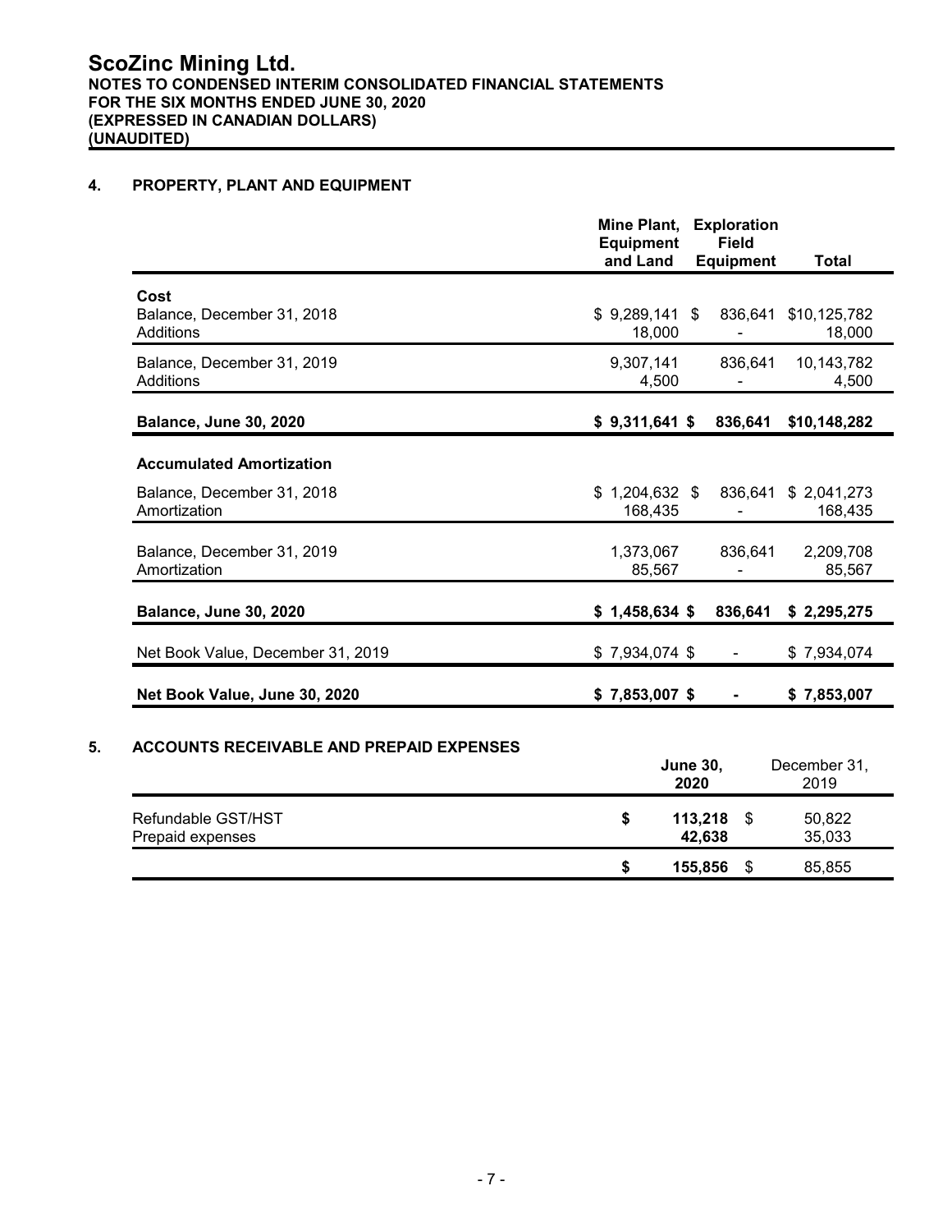## 4. PROPERTY, PLANT AND EQUIPMENT

| | Mine Plant, Equipment and Land | Exploration Field Equipment | Total |
|---|---|---|---|
| **Cost** | | | |
| Balance, December 31, 2018 | $ 9,289,141 | $ 836,641 | $10,125,782 |
| Additions | 18,000 | - | 18,000 |
| Balance, December 31, 2019 | 9,307,141 | 836,641 | 10,143,782 |
| Additions | 4,500 | - | 4,500 |
| **Balance, June 30, 2020** | **$ 9,311,641** | **$ 836,641** | **$10,148,282** |
| **Accumulated Amortization** | | | |
| Balance, December 31, 2018 | $ 1,204,632 | $ 836,641 | $ 2,041,273 |
| Amortization | 168,435 | - | 168,435 |
| Balance, December 31, 2019 | 1,373,067 | 836,641 | 2,209,708 |
| Amortization | 85,567 | - | 85,567 |
| **Balance, June 30, 2020** | **$ 1,458,634** | **$ 836,641** | **$ 2,295,275** |
| Net Book Value, December 31, 2019 | $ 7,934,074 | $ - | $ 7,934,074 |
| **Net Book Value, June 30, 2020** | **$ 7,853,007** | **$ -** | **$ 7,853,007** |

## 5. ACCOUNTS RECEIVABLE AND PREPAID EXPENSES

| | **June 30, 2020** | December 31, 2019 |
|---|---|---|
| Refundable GST/HST | **$ 113,218** | $ 50,822 |
| Prepaid expenses | **42,638** | 35,033 |
| | **$ 155,856** | $ 85,855 |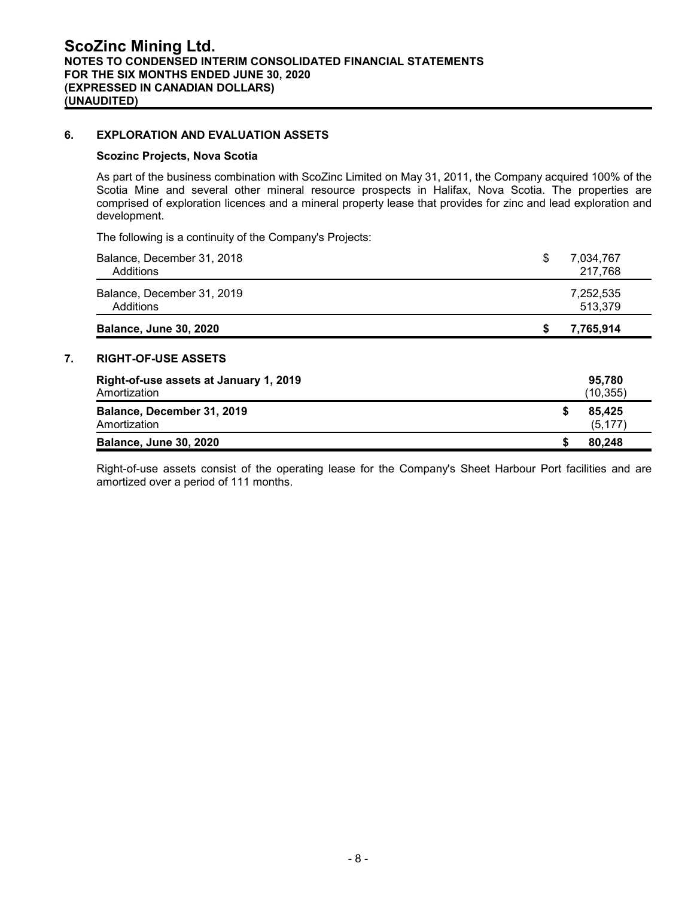## 6. EXPLORATION AND EVALUATION ASSETS

### Scozinc Projects, Nova Scotia

As part of the business combination with ScoZinc Limited on May 31, 2011, the Company acquired 100% of the Scotia Mine and several other mineral resource prospects in Halifax, Nova Scotia. The properties are comprised of exploration licences and a mineral property lease that provides for zinc and lead exploration and development.

The following is a continuity of the Company's Projects:

| | | |
|---|---|---|
| Balance, December 31, 2018 | $ | 7,034,767 |
| Additions | | 217,768 |
| Balance, December 31, 2019 | | 7,252,535 |
| Additions | | 513,379 |
| **Balance, June 30, 2020** | **$** | **7,765,914** |

## 7. RIGHT-OF-USE ASSETS

| | | |
|---|---|---|
| **Right-of-use assets at January 1, 2019** | | **95,780** |
| Amortization | | (10,355) |
| **Balance, December 31, 2019** | **$** | **85,425** |
| Amortization | | (5,177) |
| **Balance, June 30, 2020** | **$** | **80,248** |

Right-of-use assets consist of the operating lease for the Company's Sheet Harbour Port facilities and are amortized over a period of 111 months.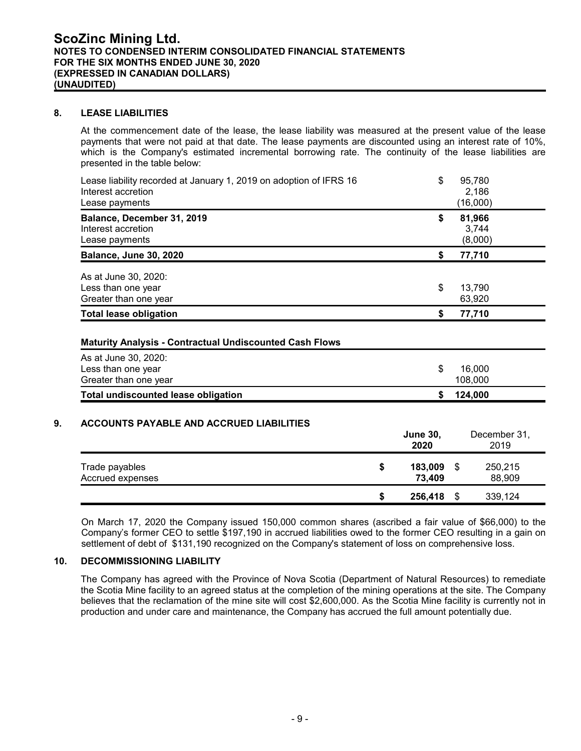## 8. LEASE LIABILITIES

At the commencement date of the lease, the lease liability was measured at the present value of the lease payments that were not paid at that date. The lease payments are discounted using an interest rate of 10%, which is the Company's estimated incremental borrowing rate. The continuity of the lease liabilities are presented in the table below:

| | | |
|---|---|---|
| Lease liability recorded at January 1, 2019 on adoption of IFRS 16 | $ | 95,780 |
| Interest accretion | | 2,186 |
| Lease payments | | (16,000) |
| **Balance, December 31, 2019** | **$** | **81,966** |
| Interest accretion | | 3,744 |
| Lease payments | | (8,000) |
| **Balance, June 30, 2020** | **$** | **77,710** |
| As at June 30, 2020: | | |
| Less than one year | $ | 13,790 |
| Greater than one year | | 63,920 |
| **Total lease obligation** | **$** | **77,710** |

**Maturity Analysis - Contractual Undiscounted Cash Flows**

| | | |
|---|---|---|
| As at June 30, 2020: | | |
| Less than one year | $ | 16,000 |
| Greater than one year | | 108,000 |
| **Total undiscounted lease obligation** | **$** | **124,000** |

## 9. ACCOUNTS PAYABLE AND ACCRUED LIABILITIES

| | | **June 30, 2020** | | December 31, 2019 |
|---|---|---|---|---|
| Trade payables | **$** | **183,009** | $ | 250,215 |
| Accrued expenses | | **73,409** | | 88,909 |
| | **$** | **256,418** | $ | 339,124 |

On March 17, 2020 the Company issued 150,000 common shares (ascribed a fair value of $66,000) to the Company's former CEO to settle $197,190 in accrued liabilities owed to the former CEO resulting in a gain on settlement of debt of $131,190 recognized on the Company's statement of loss on comprehensive loss.

## 10. DECOMMISSIONING LIABILITY

The Company has agreed with the Province of Nova Scotia (Department of Natural Resources) to remediate the Scotia Mine facility to an agreed status at the completion of the mining operations at the site. The Company believes that the reclamation of the mine site will cost $2,600,000. As the Scotia Mine facility is currently not in production and under care and maintenance, the Company has accrued the full amount potentially due.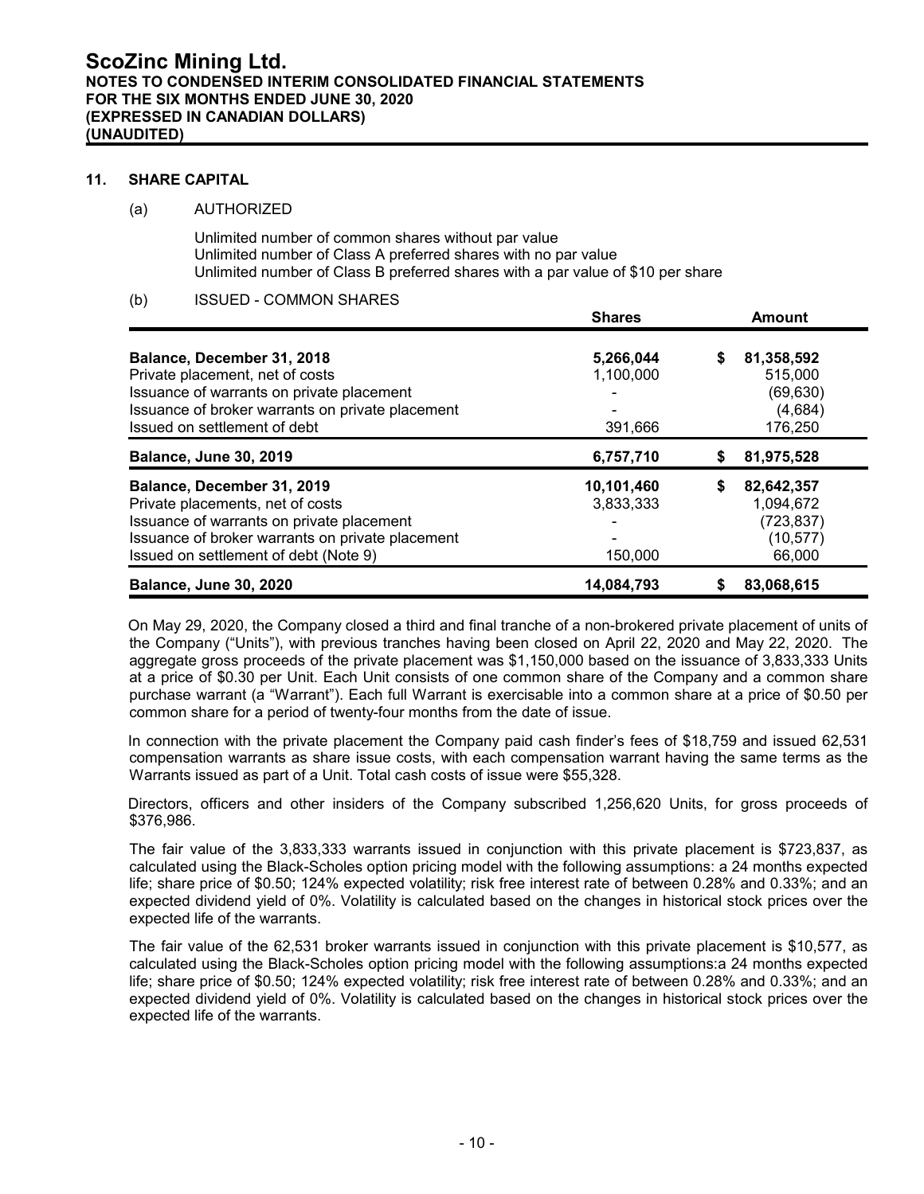## 11. SHARE CAPITAL

### (a) AUTHORIZED

Unlimited number of common shares without par value
Unlimited number of Class A preferred shares with no par value
Unlimited number of Class B preferred shares with a par value of $10 per share

### (b) ISSUED - COMMON SHARES

| | Shares | Amount |
|---|---|---|
| **Balance, December 31, 2018** | **5,266,044** | **$ 81,358,592** |
| Private placement, net of costs | 1,100,000 | 515,000 |
| Issuance of warrants on private placement | - | (69,630) |
| Issuance of broker warrants on private placement | - | (4,684) |
| Issued on settlement of debt | 391,666 | 176,250 |
| **Balance, June 30, 2019** | **6,757,710** | **$ 81,975,528** |
| **Balance, December 31, 2019** | **10,101,460** | **$ 82,642,357** |
| Private placements, net of costs | 3,833,333 | 1,094,672 |
| Issuance of warrants on private placement | - | (723,837) |
| Issuance of broker warrants on private placement | - | (10,577) |
| Issued on settlement of debt (Note 9) | 150,000 | 66,000 |
| **Balance, June 30, 2020** | **14,084,793** | **$ 83,068,615** |

On May 29, 2020, the Company closed a third and final tranche of a non-brokered private placement of units of the Company ("Units"), with previous tranches having been closed on April 22, 2020 and May 22, 2020. The aggregate gross proceeds of the private placement was $1,150,000 based on the issuance of 3,833,333 Units at a price of $0.30 per Unit. Each Unit consists of one common share of the Company and a common share purchase warrant (a "Warrant"). Each full Warrant is exercisable into a common share at a price of $0.50 per common share for a period of twenty-four months from the date of issue.

In connection with the private placement the Company paid cash finder's fees of $18,759 and issued 62,531 compensation warrants as share issue costs, with each compensation warrant having the same terms as the Warrants issued as part of a Unit. Total cash costs of issue were $55,328.

Directors, officers and other insiders of the Company subscribed 1,256,620 Units, for gross proceeds of $376,986.

The fair value of the 3,833,333 warrants issued in conjunction with this private placement is $723,837, as calculated using the Black-Scholes option pricing model with the following assumptions: a 24 months expected life; share price of $0.50; 124% expected volatility; risk free interest rate of between 0.28% and 0.33%; and an expected dividend yield of 0%. Volatility is calculated based on the changes in historical stock prices over the expected life of the warrants.

The fair value of the 62,531 broker warrants issued in conjunction with this private placement is $10,577, as calculated using the Black-Scholes option pricing model with the following assumptions:a 24 months expected life; share price of $0.50; 124% expected volatility; risk free interest rate of between 0.28% and 0.33%; and an expected dividend yield of 0%. Volatility is calculated based on the changes in historical stock prices over the expected life of the warrants.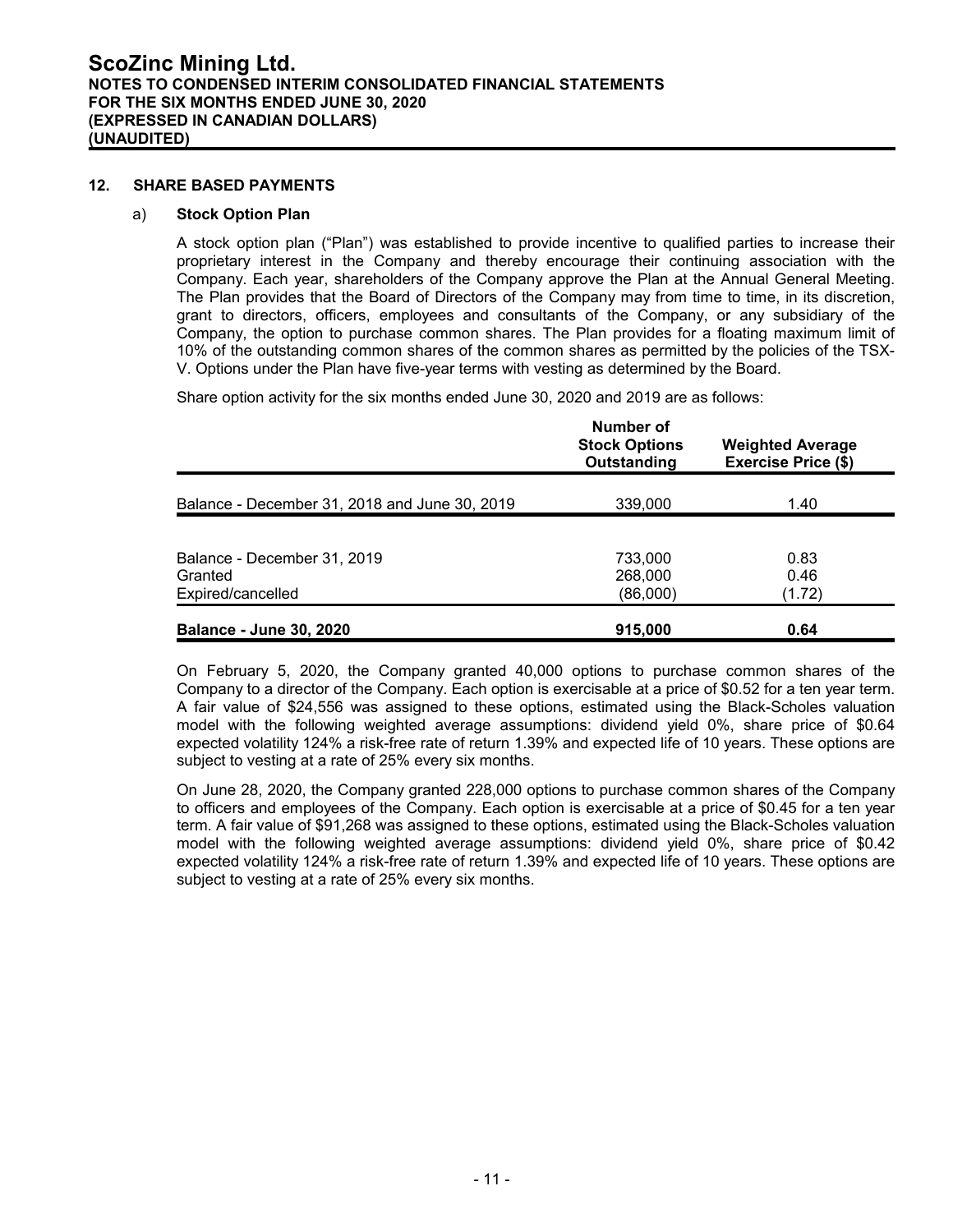## 12. SHARE BASED PAYMENTS

### a) Stock Option Plan

A stock option plan ("Plan") was established to provide incentive to qualified parties to increase their proprietary interest in the Company and thereby encourage their continuing association with the Company. Each year, shareholders of the Company approve the Plan at the Annual General Meeting. The Plan provides that the Board of Directors of the Company may from time to time, in its discretion, grant to directors, officers, employees and consultants of the Company, or any subsidiary of the Company, the option to purchase common shares. The Plan provides for a floating maximum limit of 10% of the outstanding common shares of the common shares as permitted by the policies of the TSX-V. Options under the Plan have five-year terms with vesting as determined by the Board.

Share option activity for the six months ended June 30, 2020 and 2019 are as follows:

| | Number of Stock Options Outstanding | Weighted Average Exercise Price ($) |
|---|---|---|
| Balance - December 31, 2018 and June 30, 2019 | 339,000 | 1.40 |
| | | |
| Balance - December 31, 2019 | 733,000 | 0.83 |
| Granted | 268,000 | 0.46 |
| Expired/cancelled | (86,000) | (1.72) |
| **Balance - June 30, 2020** | **915,000** | **0.64** |

On February 5, 2020, the Company granted 40,000 options to purchase common shares of the Company to a director of the Company. Each option is exercisable at a price of $0.52 for a ten year term. A fair value of $24,556 was assigned to these options, estimated using the Black-Scholes valuation model with the following weighted average assumptions: dividend yield 0%, share price of $0.64 expected volatility 124% a risk-free rate of return 1.39% and expected life of 10 years. These options are subject to vesting at a rate of 25% every six months.

On June 28, 2020, the Company granted 228,000 options to purchase common shares of the Company to officers and employees of the Company. Each option is exercisable at a price of $0.45 for a ten year term. A fair value of $91,268 was assigned to these options, estimated using the Black-Scholes valuation model with the following weighted average assumptions: dividend yield 0%, share price of $0.42 expected volatility 124% a risk-free rate of return 1.39% and expected life of 10 years. These options are subject to vesting at a rate of 25% every six months.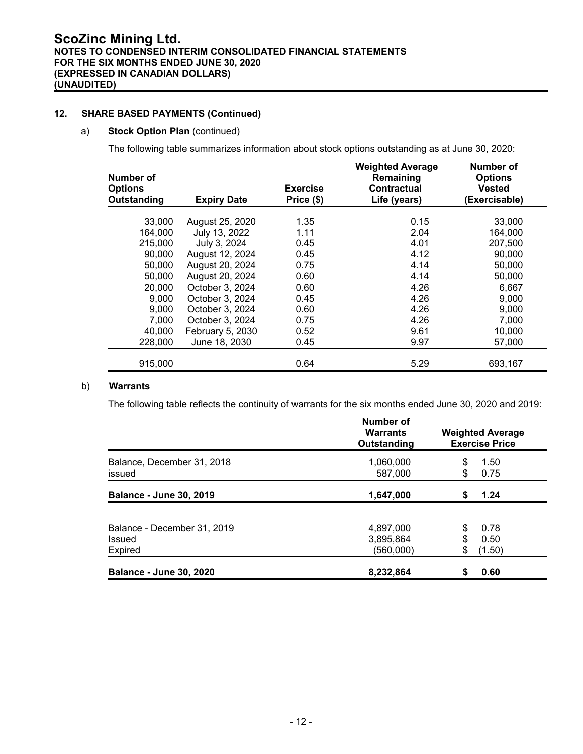## 12. SHARE BASED PAYMENTS (Continued)

### a) **Stock Option Plan** (continued)

The following table summarizes information about stock options outstanding as at June 30, 2020:

| Number of Options Outstanding | Expiry Date | Exercise Price ($) | Weighted Average Remaining Contractual Life (years) | Number of Options Vested (Exercisable) |
|---|---|---|---|---|
| 33,000 | August 25, 2020 | 1.35 | 0.15 | 33,000 |
| 164,000 | July 13, 2022 | 1.11 | 2.04 | 164,000 |
| 215,000 | July 3, 2024 | 0.45 | 4.01 | 207,500 |
| 90,000 | August 12, 2024 | 0.45 | 4.12 | 90,000 |
| 50,000 | August 20, 2024 | 0.75 | 4.14 | 50,000 |
| 50,000 | August 20, 2024 | 0.60 | 4.14 | 50,000 |
| 20,000 | October 3, 2024 | 0.60 | 4.26 | 6,667 |
| 9,000 | October 3, 2024 | 0.45 | 4.26 | 9,000 |
| 9,000 | October 3, 2024 | 0.60 | 4.26 | 9,000 |
| 7,000 | October 3, 2024 | 0.75 | 4.26 | 7,000 |
| 40,000 | February 5, 2030 | 0.52 | 9.61 | 10,000 |
| 228,000 | June 18, 2030 | 0.45 | 9.97 | 57,000 |
| 915,000 | | 0.64 | 5.29 | 693,167 |

### b) **Warrants**

The following table reflects the continuity of warrants for the six months ended June 30, 2020 and 2019:

| | Number of Warrants Outstanding | Weighted Average Exercise Price |
|---|---|---|
| Balance, December 31, 2018 | 1,060,000 | $ 1.50 |
| issued | 587,000 | $ 0.75 |
| **Balance - June 30, 2019** | **1,647,000** | **$ 1.24** |
| | | |
| Balance - December 31, 2019 | 4,897,000 | $ 0.78 |
| Issued | 3,895,864 | $ 0.50 |
| Expired | (560,000) | $ (1.50) |
| **Balance - June 30, 2020** | **8,232,864** | **$ 0.60** |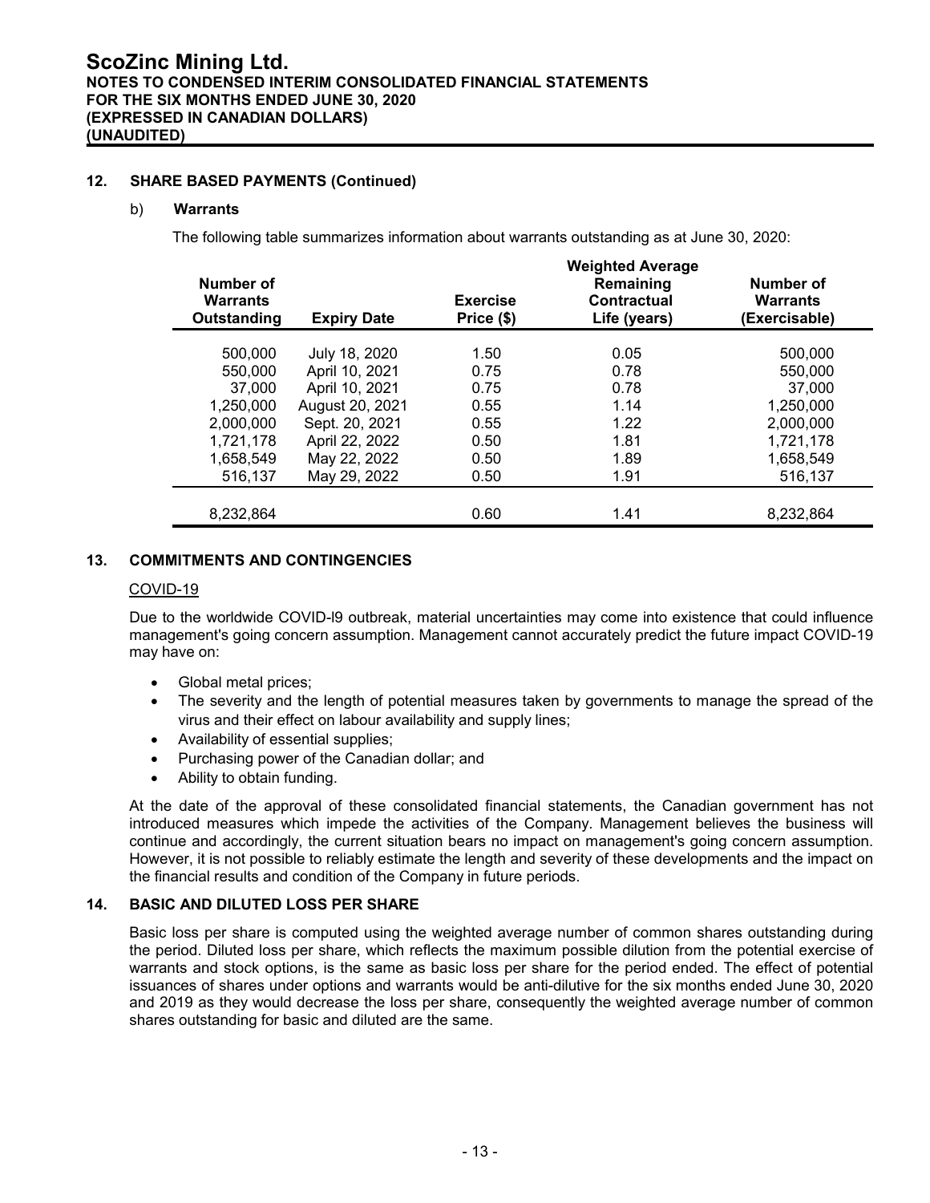## 12. SHARE BASED PAYMENTS (Continued)

### b) Warrants

The following table summarizes information about warrants outstanding as at June 30, 2020:

| Number of Warrants Outstanding | Expiry Date | Exercise Price ($) | Weighted Average Remaining Contractual Life (years) | Number of Warrants (Exercisable) |
|---|---|---|---|---|
| 500,000 | July 18, 2020 | 1.50 | 0.05 | 500,000 |
| 550,000 | April 10, 2021 | 0.75 | 0.78 | 550,000 |
| 37,000 | April 10, 2021 | 0.75 | 0.78 | 37,000 |
| 1,250,000 | August 20, 2021 | 0.55 | 1.14 | 1,250,000 |
| 2,000,000 | Sept. 20, 2021 | 0.55 | 1.22 | 2,000,000 |
| 1,721,178 | April 22, 2022 | 0.50 | 1.81 | 1,721,178 |
| 1,658,549 | May 22, 2022 | 0.50 | 1.89 | 1,658,549 |
| 516,137 | May 29, 2022 | 0.50 | 1.91 | 516,137 |
| 8,232,864 | | 0.60 | 1.41 | 8,232,864 |

## 13. COMMITMENTS AND CONTINGENCIES

COVID-19

Due to the worldwide COVID-l9 outbreak, material uncertainties may come into existence that could influence management's going concern assumption. Management cannot accurately predict the future impact COVID-19 may have on:

- Global metal prices;
- The severity and the length of potential measures taken by governments to manage the spread of the virus and their effect on labour availability and supply lines;
- Availability of essential supplies;
- Purchasing power of the Canadian dollar; and
- Ability to obtain funding.

At the date of the approval of these consolidated financial statements, the Canadian government has not introduced measures which impede the activities of the Company. Management believes the business will continue and accordingly, the current situation bears no impact on management's going concern assumption. However, it is not possible to reliably estimate the length and severity of these developments and the impact on the financial results and condition of the Company in future periods.

## 14. BASIC AND DILUTED LOSS PER SHARE

Basic loss per share is computed using the weighted average number of common shares outstanding during the period. Diluted loss per share, which reflects the maximum possible dilution from the potential exercise of warrants and stock options, is the same as basic loss per share for the period ended. The effect of potential issuances of shares under options and warrants would be anti-dilutive for the six months ended June 30, 2020 and 2019 as they would decrease the loss per share, consequently the weighted average number of common shares outstanding for basic and diluted are the same.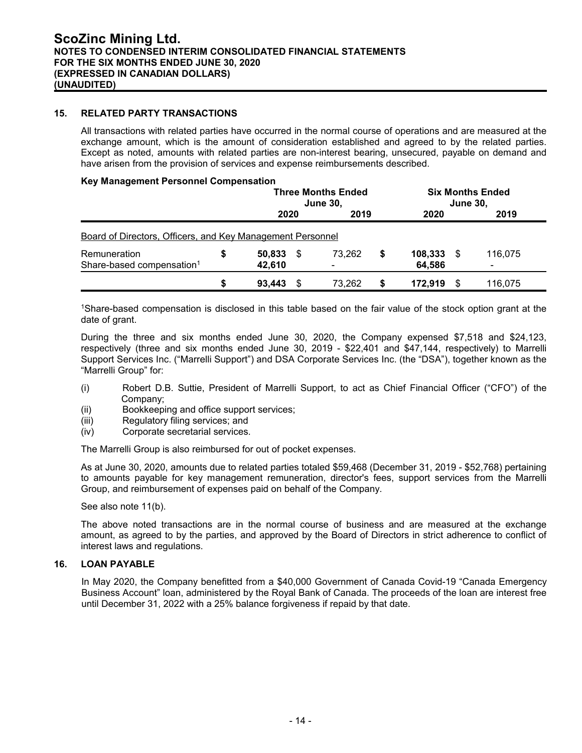# ScoZinc Mining Ltd.

**NOTES TO CONDENSED INTERIM CONSOLIDATED FINANCIAL STATEMENTS**
**FOR THE SIX MONTHS ENDED JUNE 30, 2020**
**(EXPRESSED IN CANADIAN DOLLARS)**
**(UNAUDITED)**

## 15. RELATED PARTY TRANSACTIONS

All transactions with related parties have occurred in the normal course of operations and are measured at the exchange amount, which is the amount of consideration established and agreed to by the related parties. Except as noted, amounts with related parties are non-interest bearing, unsecured, payable on demand and have arisen from the provision of services and expense reimbursements described.

**Key Management Personnel Compensation**

| | Three Months Ended June 30, | | Six Months Ended June 30, | |
|---|---|---|---|---|
| | **2020** | 2019 | **2020** | 2019 |
| Board of Directors, Officers, and Key Management Personnel | | | | |
| Remuneration | **$ 50,833** | $ 73,262 | **$ 108,333** | $ 116,075 |
| Share-based compensation[1] | **42,610** | - | **64,586** | - |
| | **$ 93,443** | $ 73,262 | **$ 172,919** | $ 116,075 |

[1]Share-based compensation is disclosed in this table based on the fair value of the stock option grant at the date of grant.

During the three and six months ended June 30, 2020, the Company expensed $7,518 and $24,123, respectively (three and six months ended June 30, 2019 - $22,401 and $47,144, respectively) to Marrelli Support Services Inc. ("Marrelli Support") and DSA Corporate Services Inc. (the "DSA"), together known as the "Marrelli Group" for:

(i) Robert D.B. Suttie, President of Marrelli Support, to act as Chief Financial Officer ("CFO") of the Company;
(ii) Bookkeeping and office support services;
(iii) Regulatory filing services; and
(iv) Corporate secretarial services.

The Marrelli Group is also reimbursed for out of pocket expenses.

As at June 30, 2020, amounts due to related parties totaled $59,468 (December 31, 2019 - $52,768) pertaining to amounts payable for key management remuneration, director's fees, support services from the Marrelli Group, and reimbursement of expenses paid on behalf of the Company.

See also note 11(b).

The above noted transactions are in the normal course of business and are measured at the exchange amount, as agreed to by the parties, and approved by the Board of Directors in strict adherence to conflict of interest laws and regulations.

## 16. LOAN PAYABLE

In May 2020, the Company benefitted from a $40,000 Government of Canada Covid-19 "Canada Emergency Business Account" loan, administered by the Royal Bank of Canada. The proceeds of the loan are interest free until December 31, 2022 with a 25% balance forgiveness if repaid by that date.